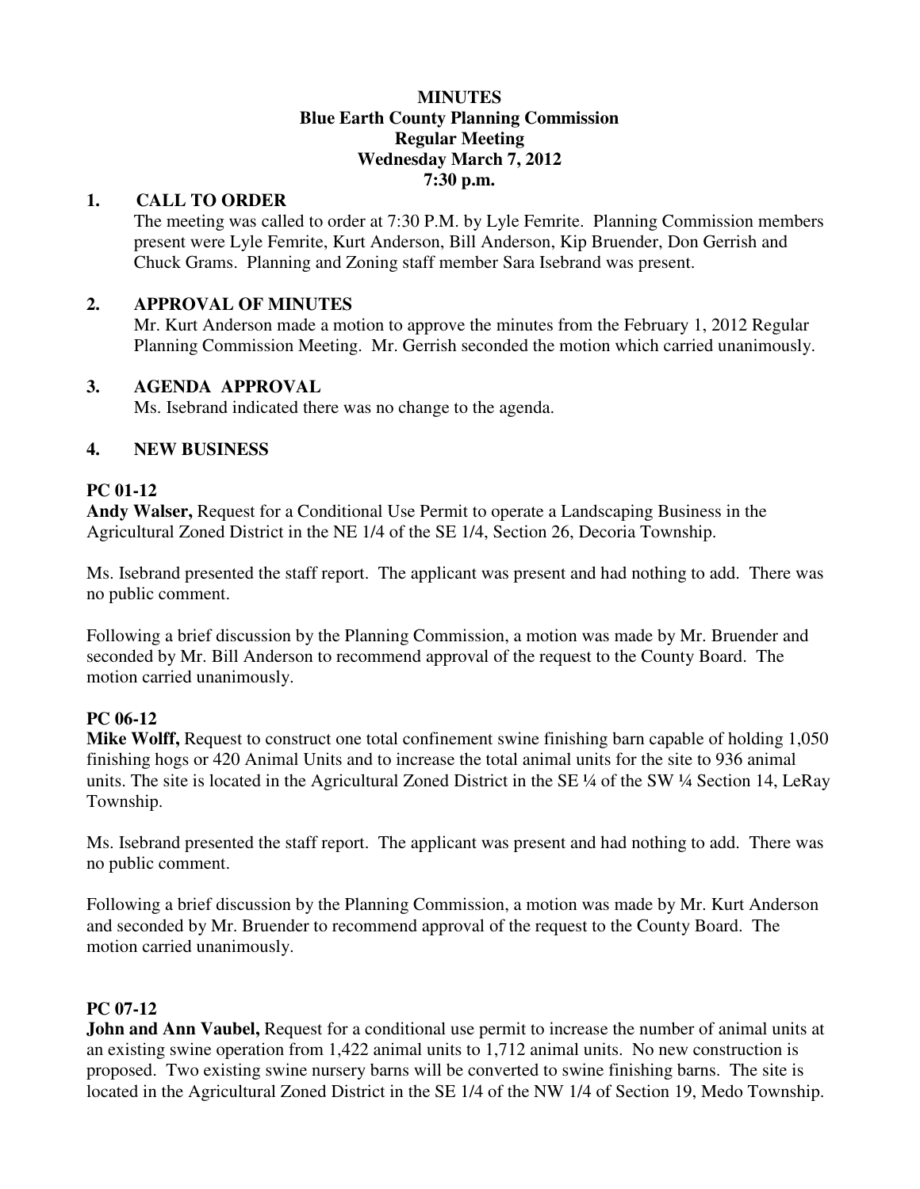**MINUTES**
**Blue Earth County Planning Commission**
**Regular Meeting**
**Wednesday March 7, 2012**
**7:30 p.m.**

## 1. CALL TO ORDER

The meeting was called to order at 7:30 P.M. by Lyle Femrite. Planning Commission members present were Lyle Femrite, Kurt Anderson, Bill Anderson, Kip Bruender, Don Gerrish and Chuck Grams. Planning and Zoning staff member Sara Isebrand was present.

## 2. APPROVAL OF MINUTES

Mr. Kurt Anderson made a motion to approve the minutes from the February 1, 2012 Regular Planning Commission Meeting. Mr. Gerrish seconded the motion which carried unanimously.

## 3. AGENDA APPROVAL

Ms. Isebrand indicated there was no change to the agenda.

## 4. NEW BUSINESS

**PC 01-12**

**Andy Walser,** Request for a Conditional Use Permit to operate a Landscaping Business in the Agricultural Zoned District in the NE 1/4 of the SE 1/4, Section 26, Decoria Township.

Ms. Isebrand presented the staff report. The applicant was present and had nothing to add. There was no public comment.

Following a brief discussion by the Planning Commission, a motion was made by Mr. Bruender and seconded by Mr. Bill Anderson to recommend approval of the request to the County Board. The motion carried unanimously.

**PC 06-12**

**Mike Wolff,** Request to construct one total confinement swine finishing barn capable of holding 1,050 finishing hogs or 420 Animal Units and to increase the total animal units for the site to 936 animal units. The site is located in the Agricultural Zoned District in the SE ¼ of the SW ¼ Section 14, LeRay Township.

Ms. Isebrand presented the staff report. The applicant was present and had nothing to add. There was no public comment.

Following a brief discussion by the Planning Commission, a motion was made by Mr. Kurt Anderson and seconded by Mr. Bruender to recommend approval of the request to the County Board. The motion carried unanimously.

**PC 07-12**

**John and Ann Vaubel,** Request for a conditional use permit to increase the number of animal units at an existing swine operation from 1,422 animal units to 1,712 animal units. No new construction is proposed. Two existing swine nursery barns will be converted to swine finishing barns. The site is located in the Agricultural Zoned District in the SE 1/4 of the NW 1/4 of Section 19, Medo Township.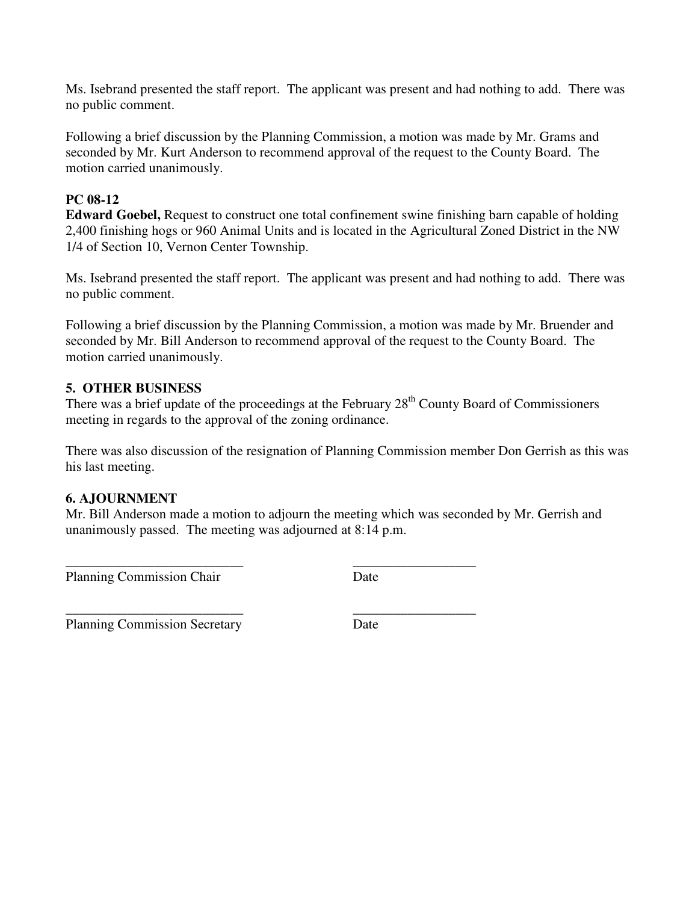Ms. Isebrand presented the staff report. The applicant was present and had nothing to add. There was no public comment.

Following a brief discussion by the Planning Commission, a motion was made by Mr. Grams and seconded by Mr. Kurt Anderson to recommend approval of the request to the County Board. The motion carried unanimously.

**PC 08-12**
**Edward Goebel,** Request to construct one total confinement swine finishing barn capable of holding 2,400 finishing hogs or 960 Animal Units and is located in the Agricultural Zoned District in the NW 1/4 of Section 10, Vernon Center Township.

Ms. Isebrand presented the staff report. The applicant was present and had nothing to add. There was no public comment.

Following a brief discussion by the Planning Commission, a motion was made by Mr. Bruender and seconded by Mr. Bill Anderson to recommend approval of the request to the County Board. The motion carried unanimously.

**5. OTHER BUSINESS**
There was a brief update of the proceedings at the February 28th County Board of Commissioners meeting in regards to the approval of the zoning ordinance.

There was also discussion of the resignation of Planning Commission member Don Gerrish as this was his last meeting.

**6. AJOURNMENT**
Mr. Bill Anderson made a motion to adjourn the meeting which was seconded by Mr. Gerrish and unanimously passed. The meeting was adjourned at 8:14 p.m.

___________________________ ___________________
Planning Commission Chair Date

___________________________ ___________________
Planning Commission Secretary Date